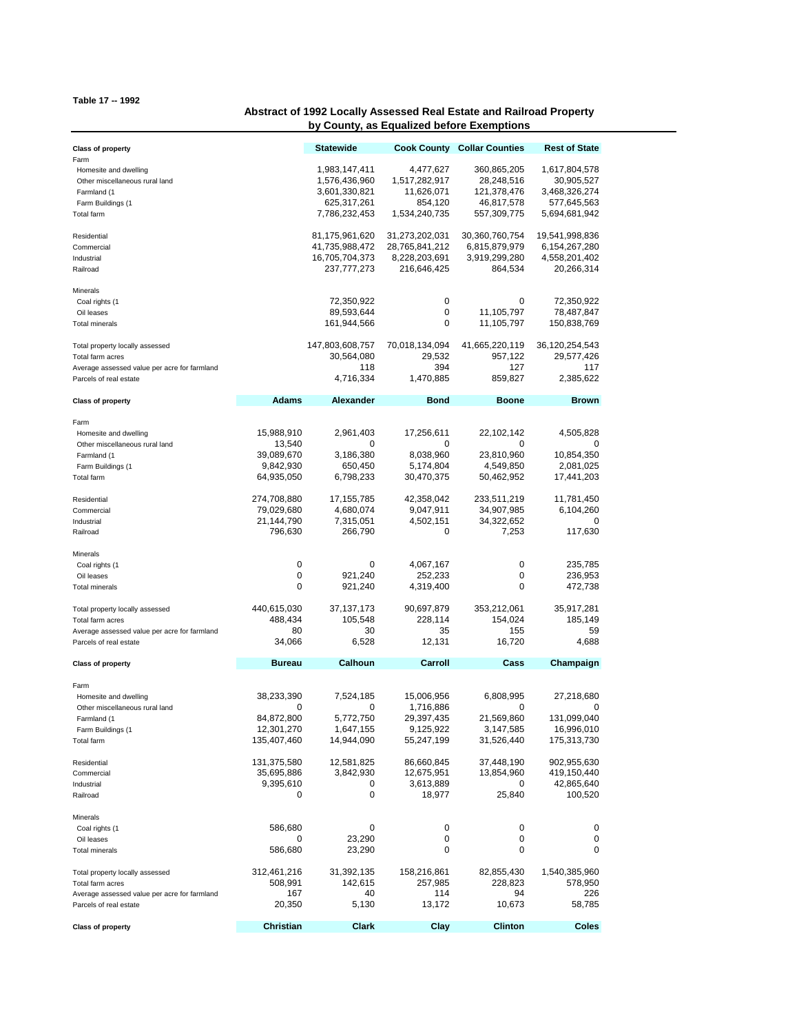Table 17 -- 1992

## Abstract of 1992 Locally Assessed Real Estate and Railroad Property by County, as Equalized before Exemptions

| Class of property | Statewide | Cook County | Collar Counties | Rest of State |
|---|---|---|---|---|
| Farm | | | | |
| Homesite and dwelling | 1,983,147,411 | 4,477,627 | 360,865,205 | 1,617,804,578 |
| Other miscellaneous rural land | 1,576,436,960 | 1,517,282,917 | 28,248,516 | 30,905,527 |
| Farmland (1 | 3,601,330,821 | 11,626,071 | 121,378,476 | 3,468,326,274 |
| Farm Buildings (1 | 625,317,261 | 854,120 | 46,817,578 | 577,645,563 |
| Total farm | 7,786,232,453 | 1,534,240,735 | 557,309,775 | 5,694,681,942 |
| Residential | 81,175,961,620 | 31,273,202,031 | 30,360,760,754 | 19,541,998,836 |
| Commercial | 41,735,988,472 | 28,765,841,212 | 6,815,879,979 | 6,154,267,280 |
| Industrial | 16,705,704,373 | 8,228,203,691 | 3,919,299,280 | 4,558,201,402 |
| Railroad | 237,777,273 | 216,646,425 | 864,534 | 20,266,314 |
| Minerals | | | | |
| Coal rights (1 | 72,350,922 | 0 | 0 | 72,350,922 |
| Oil leases | 89,593,644 | 0 | 11,105,797 | 78,487,847 |
| Total minerals | 161,944,566 | 0 | 11,105,797 | 150,838,769 |
| Total property locally assessed | 147,803,608,757 | 70,018,134,094 | 41,665,220,119 | 36,120,254,543 |
| Total farm acres | 30,564,080 | 29,532 | 957,122 | 29,577,426 |
| Average assessed value per acre for farmland | 118 | 394 | 127 | 117 |
| Parcels of real estate | 4,716,334 | 1,470,885 | 859,827 | 2,385,622 |

| Class of property | Adams | Alexander | Bond | Boone | Brown |
|---|---|---|---|---|---|
| Farm | | | | | |
| Homesite and dwelling | 15,988,910 | 2,961,403 | 17,256,611 | 22,102,142 | 4,505,828 |
| Other miscellaneous rural land | 13,540 | 0 | 0 | 0 | 0 |
| Farmland (1 | 39,089,670 | 3,186,380 | 8,038,960 | 23,810,960 | 10,854,350 |
| Farm Buildings (1 | 9,842,930 | 650,450 | 5,174,804 | 4,549,850 | 2,081,025 |
| Total farm | 64,935,050 | 6,798,233 | 30,470,375 | 50,462,952 | 17,441,203 |
| Residential | 274,708,880 | 17,155,785 | 42,358,042 | 233,511,219 | 11,781,450 |
| Commercial | 79,029,680 | 4,680,074 | 9,047,911 | 34,907,985 | 6,104,260 |
| Industrial | 21,144,790 | 7,315,051 | 4,502,151 | 34,322,652 | 0 |
| Railroad | 796,630 | 266,790 | 0 | 7,253 | 117,630 |
| Minerals | | | | | |
| Coal rights (1 | 0 | 0 | 4,067,167 | 0 | 235,785 |
| Oil leases | 0 | 921,240 | 252,233 | 0 | 236,953 |
| Total minerals | 0 | 921,240 | 4,319,400 | 0 | 472,738 |
| Total property locally assessed | 440,615,030 | 37,137,173 | 90,697,879 | 353,212,061 | 35,917,281 |
| Total farm acres | 488,434 | 105,548 | 228,114 | 154,024 | 185,149 |
| Average assessed value per acre for farmland | 80 | 30 | 35 | 155 | 59 |
| Parcels of real estate | 34,066 | 6,528 | 12,131 | 16,720 | 4,688 |

| Class of property | Bureau | Calhoun | Carroll | Cass | Champaign |
|---|---|---|---|---|---|
| Farm | | | | | |
| Homesite and dwelling | 38,233,390 | 7,524,185 | 15,006,956 | 6,808,995 | 27,218,680 |
| Other miscellaneous rural land | 0 | 0 | 1,716,886 | 0 | 0 |
| Farmland (1 | 84,872,800 | 5,772,750 | 29,397,435 | 21,569,860 | 131,099,040 |
| Farm Buildings (1 | 12,301,270 | 1,647,155 | 9,125,922 | 3,147,585 | 16,996,010 |
| Total farm | 135,407,460 | 14,944,090 | 55,247,199 | 31,526,440 | 175,313,730 |
| Residential | 131,375,580 | 12,581,825 | 86,660,845 | 37,448,190 | 902,955,630 |
| Commercial | 35,695,886 | 3,842,930 | 12,675,951 | 13,854,960 | 419,150,440 |
| Industrial | 9,395,610 | 0 | 3,613,889 | 0 | 42,865,640 |
| Railroad | 0 | 0 | 18,977 | 25,840 | 100,520 |
| Minerals | | | | | |
| Coal rights (1 | 586,680 | 0 | 0 | 0 | 0 |
| Oil leases | 0 | 23,290 | 0 | 0 | 0 |
| Total minerals | 586,680 | 23,290 | 0 | 0 | 0 |
| Total property locally assessed | 312,461,216 | 31,392,135 | 158,216,861 | 82,855,430 | 1,540,385,960 |
| Total farm acres | 508,991 | 142,615 | 257,985 | 228,823 | 578,950 |
| Average assessed value per acre for farmland | 167 | 40 | 114 | 94 | 226 |
| Parcels of real estate | 20,350 | 5,130 | 13,172 | 10,673 | 58,785 |

| Class of property | Christian | Clark | Clay | Clinton | Coles |
|---|---|---|---|---|---|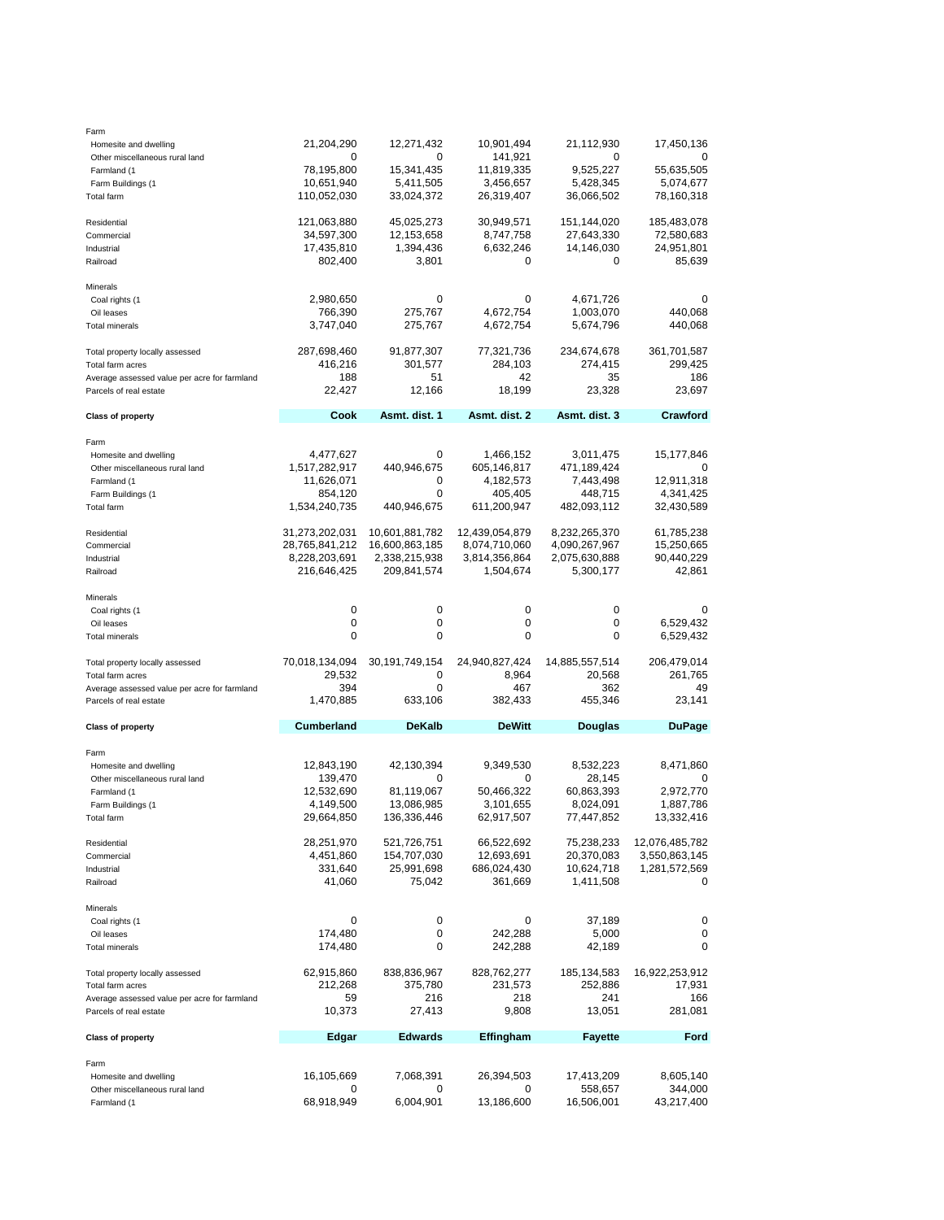| | | | | | |
|---|---|---|---|---|---|
| Farm | | | | | |
| Homesite and dwelling | 21,204,290 | 12,271,432 | 10,901,494 | 21,112,930 | 17,450,136 |
| Other miscellaneous rural land | 0 | 0 | 141,921 | 0 | 0 |
| Farmland (1 | 78,195,800 | 15,341,435 | 11,819,335 | 9,525,227 | 55,635,505 |
| Farm Buildings (1 | 10,651,940 | 5,411,505 | 3,456,657 | 5,428,345 | 5,074,677 |
| Total farm | 110,052,030 | 33,024,372 | 26,319,407 | 36,066,502 | 78,160,318 |
| | | | | | |
| Residential | 121,063,880 | 45,025,273 | 30,949,571 | 151,144,020 | 185,483,078 |
| Commercial | 34,597,300 | 12,153,658 | 8,747,758 | 27,643,330 | 72,580,683 |
| Industrial | 17,435,810 | 1,394,436 | 6,632,246 | 14,146,030 | 24,951,801 |
| Railroad | 802,400 | 3,801 | 0 | 0 | 85,639 |
| | | | | | |
| Minerals | | | | | |
| Coal rights (1 | 2,980,650 | 0 | 0 | 4,671,726 | 0 |
| Oil leases | 766,390 | 275,767 | 4,672,754 | 1,003,070 | 440,068 |
| Total minerals | 3,747,040 | 275,767 | 4,672,754 | 5,674,796 | 440,068 |
| | | | | | |
| Total property locally assessed | 287,698,460 | 91,877,307 | 77,321,736 | 234,674,678 | 361,701,587 |
| Total farm acres | 416,216 | 301,577 | 284,103 | 274,415 | 299,425 |
| Average assessed value per acre for farmland | 188 | 51 | 42 | 35 | 186 |
| Parcels of real estate | 22,427 | 12,166 | 18,199 | 23,328 | 23,697 |

| **Class of property** | **Cook** | **Asmt. dist. 1** | **Asmt. dist. 2** | **Asmt. dist. 3** | **Crawford** |
|---|---|---|---|---|---|
| Farm | | | | | |
| Homesite and dwelling | 4,477,627 | 0 | 1,466,152 | 3,011,475 | 15,177,846 |
| Other miscellaneous rural land | 1,517,282,917 | 440,946,675 | 605,146,817 | 471,189,424 | 0 |
| Farmland (1 | 11,626,071 | 0 | 4,182,573 | 7,443,498 | 12,911,318 |
| Farm Buildings (1 | 854,120 | 0 | 405,405 | 448,715 | 4,341,425 |
| Total farm | 1,534,240,735 | 440,946,675 | 611,200,947 | 482,093,112 | 32,430,589 |
| | | | | | |
| Residential | 31,273,202,031 | 10,601,881,782 | 12,439,054,879 | 8,232,265,370 | 61,785,238 |
| Commercial | 28,765,841,212 | 16,600,863,185 | 8,074,710,060 | 4,090,267,967 | 15,250,665 |
| Industrial | 8,228,203,691 | 2,338,215,938 | 3,814,356,864 | 2,075,630,888 | 90,440,229 |
| Railroad | 216,646,425 | 209,841,574 | 1,504,674 | 5,300,177 | 42,861 |
| | | | | | |
| Minerals | | | | | |
| Coal rights (1 | 0 | 0 | 0 | 0 | 0 |
| Oil leases | 0 | 0 | 0 | 0 | 6,529,432 |
| Total minerals | 0 | 0 | 0 | 0 | 6,529,432 |
| | | | | | |
| Total property locally assessed | 70,018,134,094 | 30,191,749,154 | 24,940,827,424 | 14,885,557,514 | 206,479,014 |
| Total farm acres | 29,532 | 0 | 8,964 | 20,568 | 261,765 |
| Average assessed value per acre for farmland | 394 | 0 | 467 | 362 | 49 |
| Parcels of real estate | 1,470,885 | 633,106 | 382,433 | 455,346 | 23,141 |

| **Class of property** | **Cumberland** | **DeKalb** | **DeWitt** | **Douglas** | **DuPage** |
|---|---|---|---|---|---|
| Farm | | | | | |
| Homesite and dwelling | 12,843,190 | 42,130,394 | 9,349,530 | 8,532,223 | 8,471,860 |
| Other miscellaneous rural land | 139,470 | 0 | 0 | 28,145 | 0 |
| Farmland (1 | 12,532,690 | 81,119,067 | 50,466,322 | 60,863,393 | 2,972,770 |
| Farm Buildings (1 | 4,149,500 | 13,086,985 | 3,101,655 | 8,024,091 | 1,887,786 |
| Total farm | 29,664,850 | 136,336,446 | 62,917,507 | 77,447,852 | 13,332,416 |
| | | | | | |
| Residential | 28,251,970 | 521,726,751 | 66,522,692 | 75,238,233 | 12,076,485,782 |
| Commercial | 4,451,860 | 154,707,030 | 12,693,691 | 20,370,083 | 3,550,863,145 |
| Industrial | 331,640 | 25,991,698 | 686,024,430 | 10,624,718 | 1,281,572,569 |
| Railroad | 41,060 | 75,042 | 361,669 | 1,411,508 | 0 |
| | | | | | |
| Minerals | | | | | |
| Coal rights (1 | 0 | 0 | 0 | 37,189 | 0 |
| Oil leases | 174,480 | 0 | 242,288 | 5,000 | 0 |
| Total minerals | 174,480 | 0 | 242,288 | 42,189 | 0 |
| | | | | | |
| Total property locally assessed | 62,915,860 | 838,836,967 | 828,762,277 | 185,134,583 | 16,922,253,912 |
| Total farm acres | 212,268 | 375,780 | 231,573 | 252,886 | 17,931 |
| Average assessed value per acre for farmland | 59 | 216 | 218 | 241 | 166 |
| Parcels of real estate | 10,373 | 27,413 | 9,808 | 13,051 | 281,081 |

| **Class of property** | **Edgar** | **Edwards** | **Effingham** | **Fayette** | **Ford** |
|---|---|---|---|---|---|
| Farm | | | | | |
| Homesite and dwelling | 16,105,669 | 7,068,391 | 26,394,503 | 17,413,209 | 8,605,140 |
| Other miscellaneous rural land | 0 | 0 | 0 | 558,657 | 344,000 |
| Farmland (1 | 68,918,949 | 6,004,901 | 13,186,600 | 16,506,001 | 43,217,400 |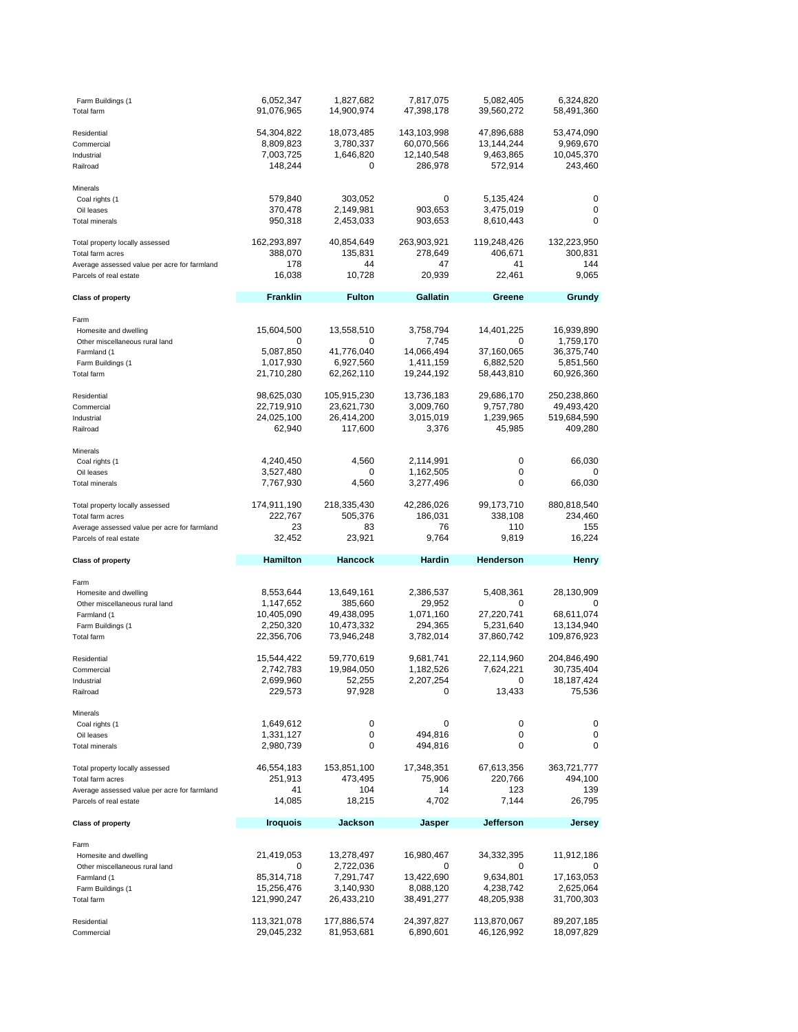| Class of property | | | | | |
|---|---|---|---|---|---|
| Farm Buildings (1 | 6,052,347 | 1,827,682 | 7,817,075 | 5,082,405 | 6,324,820 |
| Total farm | 91,076,965 | 14,900,974 | 47,398,178 | 39,560,272 | 58,491,360 |
| | | | | | |
| Residential | 54,304,822 | 18,073,485 | 143,103,998 | 47,896,688 | 53,474,090 |
| Commercial | 8,809,823 | 3,780,337 | 60,070,566 | 13,144,244 | 9,969,670 |
| Industrial | 7,003,725 | 1,646,820 | 12,140,548 | 9,463,865 | 10,045,370 |
| Railroad | 148,244 | 0 | 286,978 | 572,914 | 243,460 |
| | | | | | |
| Minerals | | | | | |
| Coal rights (1 | 579,840 | 303,052 | 0 | 5,135,424 | 0 |
| Oil leases | 370,478 | 2,149,981 | 903,653 | 3,475,019 | 0 |
| Total minerals | 950,318 | 2,453,033 | 903,653 | 8,610,443 | 0 |
| | | | | | |
| Total property locally assessed | 162,293,897 | 40,854,649 | 263,903,921 | 119,248,426 | 132,223,950 |
| Total farm acres | 388,070 | 135,831 | 278,649 | 406,671 | 300,831 |
| Average assessed value per acre for farmland | 178 | 44 | 47 | 41 | 144 |
| Parcels of real estate | 16,038 | 10,728 | 20,939 | 22,461 | 9,065 |

| Class of property | Franklin | Fulton | Gallatin | Greene | Grundy |
|---|---|---|---|---|---|
| Farm | | | | | |
| Homesite and dwelling | 15,604,500 | 13,558,510 | 3,758,794 | 14,401,225 | 16,939,890 |
| Other miscellaneous rural land | 0 | 0 | 7,745 | 0 | 1,759,170 |
| Farmland (1 | 5,087,850 | 41,776,040 | 14,066,494 | 37,160,065 | 36,375,740 |
| Farm Buildings (1 | 1,017,930 | 6,927,560 | 1,411,159 | 6,882,520 | 5,851,560 |
| Total farm | 21,710,280 | 62,262,110 | 19,244,192 | 58,443,810 | 60,926,360 |
| | | | | | |
| Residential | 98,625,030 | 105,915,230 | 13,736,183 | 29,686,170 | 250,238,860 |
| Commercial | 22,719,910 | 23,621,730 | 3,009,760 | 9,757,780 | 49,493,420 |
| Industrial | 24,025,100 | 26,414,200 | 3,015,019 | 1,239,965 | 519,684,590 |
| Railroad | 62,940 | 117,600 | 3,376 | 45,985 | 409,280 |
| | | | | | |
| Minerals | | | | | |
| Coal rights (1 | 4,240,450 | 4,560 | 2,114,991 | 0 | 66,030 |
| Oil leases | 3,527,480 | 0 | 1,162,505 | 0 | 0 |
| Total minerals | 7,767,930 | 4,560 | 3,277,496 | 0 | 66,030 |
| | | | | | |
| Total property locally assessed | 174,911,190 | 218,335,430 | 42,286,026 | 99,173,710 | 880,818,540 |
| Total farm acres | 222,767 | 505,376 | 186,031 | 338,108 | 234,460 |
| Average assessed value per acre for farmland | 23 | 83 | 76 | 110 | 155 |
| Parcels of real estate | 32,452 | 23,921 | 9,764 | 9,819 | 16,224 |

| Class of property | Hamilton | Hancock | Hardin | Henderson | Henry |
|---|---|---|---|---|---|
| Farm | | | | | |
| Homesite and dwelling | 8,553,644 | 13,649,161 | 2,386,537 | 5,408,361 | 28,130,909 |
| Other miscellaneous rural land | 1,147,652 | 385,660 | 29,952 | 0 | 0 |
| Farmland (1 | 10,405,090 | 49,438,095 | 1,071,160 | 27,220,741 | 68,611,074 |
| Farm Buildings (1 | 2,250,320 | 10,473,332 | 294,365 | 5,231,640 | 13,134,940 |
| Total farm | 22,356,706 | 73,946,248 | 3,782,014 | 37,860,742 | 109,876,923 |
| | | | | | |
| Residential | 15,544,422 | 59,770,619 | 9,681,741 | 22,114,960 | 204,846,490 |
| Commercial | 2,742,783 | 19,984,050 | 1,182,526 | 7,624,221 | 30,735,404 |
| Industrial | 2,699,960 | 52,255 | 2,207,254 | 0 | 18,187,424 |
| Railroad | 229,573 | 97,928 | 0 | 13,433 | 75,536 |
| | | | | | |
| Minerals | | | | | |
| Coal rights (1 | 1,649,612 | 0 | 0 | 0 | 0 |
| Oil leases | 1,331,127 | 0 | 494,816 | 0 | 0 |
| Total minerals | 2,980,739 | 0 | 494,816 | 0 | 0 |
| | | | | | |
| Total property locally assessed | 46,554,183 | 153,851,100 | 17,348,351 | 67,613,356 | 363,721,777 |
| Total farm acres | 251,913 | 473,495 | 75,906 | 220,766 | 494,100 |
| Average assessed value per acre for farmland | 41 | 104 | 14 | 123 | 139 |
| Parcels of real estate | 14,085 | 18,215 | 4,702 | 7,144 | 26,795 |

| Class of property | Iroquois | Jackson | Jasper | Jefferson | Jersey |
|---|---|---|---|---|---|
| Farm | | | | | |
| Homesite and dwelling | 21,419,053 | 13,278,497 | 16,980,467 | 34,332,395 | 11,912,186 |
| Other miscellaneous rural land | 0 | 2,722,036 | 0 | 0 | 0 |
| Farmland (1 | 85,314,718 | 7,291,747 | 13,422,690 | 9,634,801 | 17,163,053 |
| Farm Buildings (1 | 15,256,476 | 3,140,930 | 8,088,120 | 4,238,742 | 2,625,064 |
| Total farm | 121,990,247 | 26,433,210 | 38,491,277 | 48,205,938 | 31,700,303 |
| | | | | | |
| Residential | 113,321,078 | 177,886,574 | 24,397,827 | 113,870,067 | 89,207,185 |
| Commercial | 29,045,232 | 81,953,681 | 6,890,601 | 46,126,992 | 18,097,829 |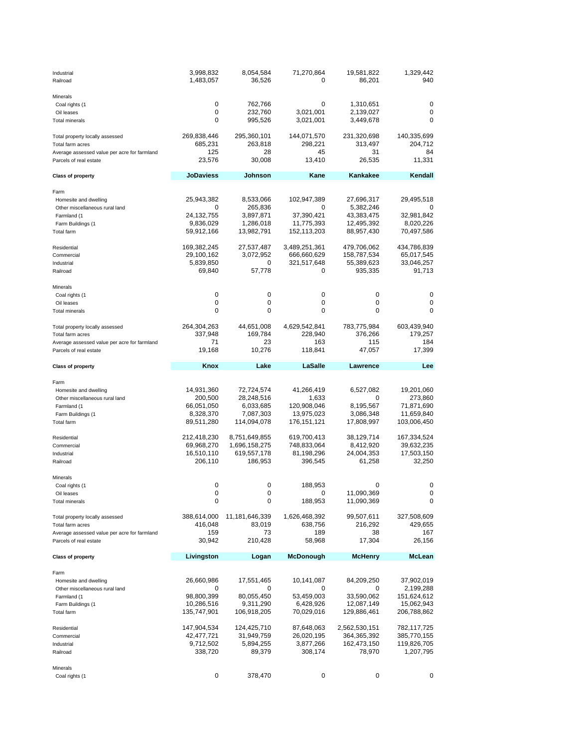| | | | | | |
|---|---|---|---|---|---|
| Industrial | 3,998,832 | 8,054,584 | 71,270,864 | 19,581,822 | 1,329,442 |
| Railroad | 1,483,057 | 36,526 | 0 | 86,201 | 940 |
| | | | | | |
| Minerals | | | | | |
| Coal rights (1 | 0 | 762,766 | 0 | 1,310,651 | 0 |
| Oil leases | 0 | 232,760 | 3,021,001 | 2,139,027 | 0 |
| Total minerals | 0 | 995,526 | 3,021,001 | 3,449,678 | 0 |
| | | | | | |
| Total property locally assessed | 269,838,446 | 295,360,101 | 144,071,570 | 231,320,698 | 140,335,699 |
| Total farm acres | 685,231 | 263,818 | 298,221 | 313,497 | 204,712 |
| Average assessed value per acre for farmland | 125 | 28 | 45 | 31 | 84 |
| Parcels of real estate | 23,576 | 30,008 | 13,410 | 26,535 | 11,331 |

| Class of property | JoDaviess | Johnson | Kane | Kankakee | Kendall |
|---|---|---|---|---|---|
| Farm | | | | | |
| Homesite and dwelling | 25,943,382 | 8,533,066 | 102,947,389 | 27,696,317 | 29,495,518 |
| Other miscellaneous rural land | 0 | 265,836 | 0 | 5,382,246 | 0 |
| Farmland (1 | 24,132,755 | 3,897,871 | 37,390,421 | 43,383,475 | 32,981,842 |
| Farm Buildings (1 | 9,836,029 | 1,286,018 | 11,775,393 | 12,495,392 | 8,020,226 |
| Total farm | 59,912,166 | 13,982,791 | 152,113,203 | 88,957,430 | 70,497,586 |
| | | | | | |
| Residential | 169,382,245 | 27,537,487 | 3,489,251,361 | 479,706,062 | 434,786,839 |
| Commercial | 29,100,162 | 3,072,952 | 666,660,629 | 158,787,534 | 65,017,545 |
| Industrial | 5,839,850 | 0 | 321,517,648 | 55,389,623 | 33,046,257 |
| Railroad | 69,840 | 57,778 | 0 | 935,335 | 91,713 |
| | | | | | |
| Minerals | | | | | |
| Coal rights (1 | 0 | 0 | 0 | 0 | 0 |
| Oil leases | 0 | 0 | 0 | 0 | 0 |
| Total minerals | 0 | 0 | 0 | 0 | 0 |
| | | | | | |
| Total property locally assessed | 264,304,263 | 44,651,008 | 4,629,542,841 | 783,775,984 | 603,439,940 |
| Total farm acres | 337,948 | 169,784 | 228,940 | 376,266 | 179,257 |
| Average assessed value per acre for farmland | 71 | 23 | 163 | 115 | 184 |
| Parcels of real estate | 19,168 | 10,276 | 118,841 | 47,057 | 17,399 |

| Class of property | Knox | Lake | LaSalle | Lawrence | Lee |
|---|---|---|---|---|---|
| Farm | | | | | |
| Homesite and dwelling | 14,931,360 | 72,724,574 | 41,266,419 | 6,527,082 | 19,201,060 |
| Other miscellaneous rural land | 200,500 | 28,248,516 | 1,633 | 0 | 273,860 |
| Farmland (1 | 66,051,050 | 6,033,685 | 120,908,046 | 8,195,567 | 71,871,690 |
| Farm Buildings (1 | 8,328,370 | 7,087,303 | 13,975,023 | 3,086,348 | 11,659,840 |
| Total farm | 89,511,280 | 114,094,078 | 176,151,121 | 17,808,997 | 103,006,450 |
| | | | | | |
| Residential | 212,418,230 | 8,751,649,855 | 619,700,413 | 38,129,714 | 167,334,524 |
| Commercial | 69,968,270 | 1,696,158,275 | 748,833,064 | 8,412,920 | 39,632,235 |
| Industrial | 16,510,110 | 619,557,178 | 81,198,296 | 24,004,353 | 17,503,150 |
| Railroad | 206,110 | 186,953 | 396,545 | 61,258 | 32,250 |
| | | | | | |
| Minerals | | | | | |
| Coal rights (1 | 0 | 0 | 188,953 | 0 | 0 |
| Oil leases | 0 | 0 | 0 | 11,090,369 | 0 |
| Total minerals | 0 | 0 | 188,953 | 11,090,369 | 0 |
| | | | | | |
| Total property locally assessed | 388,614,000 | 11,181,646,339 | 1,626,468,392 | 99,507,611 | 327,508,609 |
| Total farm acres | 416,048 | 83,019 | 638,756 | 216,292 | 429,655 |
| Average assessed value per acre for farmland | 159 | 73 | 189 | 38 | 167 |
| Parcels of real estate | 30,942 | 210,428 | 58,968 | 17,304 | 26,156 |

| Class of property | Livingston | Logan | McDonough | McHenry | McLean |
|---|---|---|---|---|---|
| Farm | | | | | |
| Homesite and dwelling | 26,660,986 | 17,551,465 | 10,141,087 | 84,209,250 | 37,902,019 |
| Other miscellaneous rural land | 0 | 0 | 0 | 0 | 2,199,288 |
| Farmland (1 | 98,800,399 | 80,055,450 | 53,459,003 | 33,590,062 | 151,624,612 |
| Farm Buildings (1 | 10,286,516 | 9,311,290 | 6,428,926 | 12,087,149 | 15,062,943 |
| Total farm | 135,747,901 | 106,918,205 | 70,029,016 | 129,886,461 | 206,788,862 |
| | | | | | |
| Residential | 147,904,534 | 124,425,710 | 87,648,063 | 2,562,530,151 | 782,117,725 |
| Commercial | 42,477,721 | 31,949,759 | 26,020,195 | 364,365,392 | 385,770,155 |
| Industrial | 9,712,502 | 5,894,255 | 3,877,266 | 162,473,150 | 119,826,705 |
| Railroad | 338,720 | 89,379 | 308,174 | 78,970 | 1,207,795 |
| | | | | | |
| Minerals | | | | | |
| Coal rights (1 | 0 | 378,470 | 0 | 0 | 0 |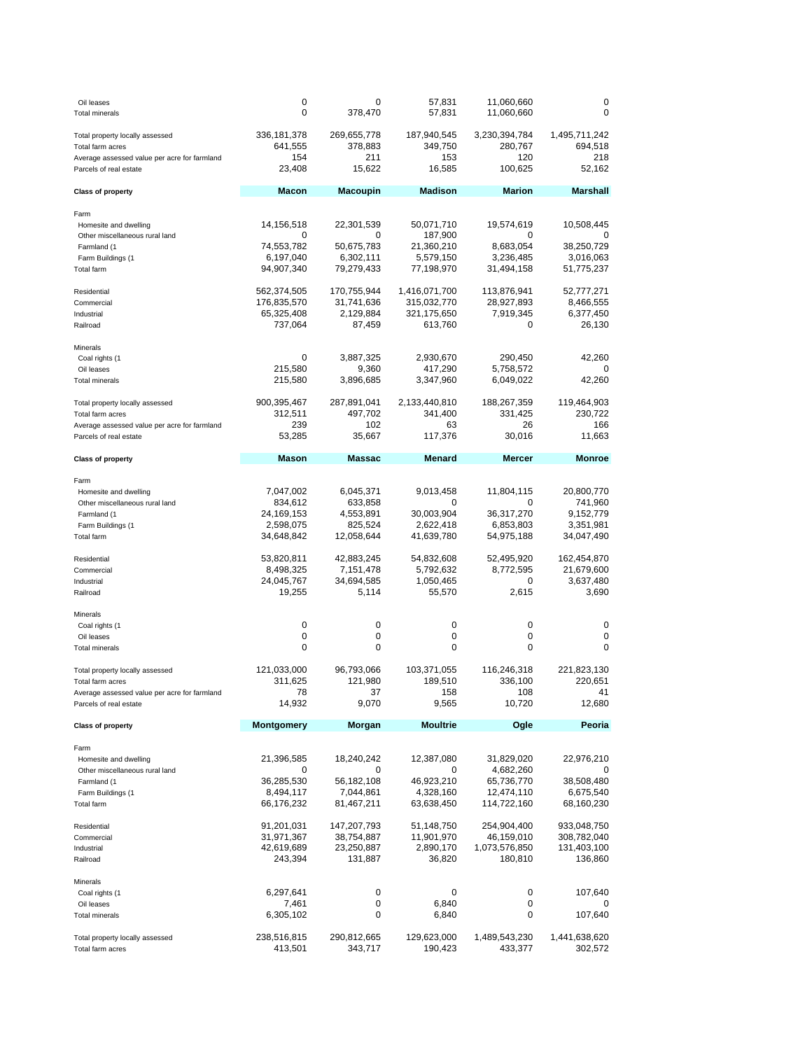| | | | | | |
|---|---|---|---|---|---|
| Oil leases | 0 | 0 | 57,831 | 11,060,660 | 0 |
| Total minerals | 0 | 378,470 | 57,831 | 11,060,660 | 0 |
| | | | | | |
| Total property locally assessed | 336,181,378 | 269,655,778 | 187,940,545 | 3,230,394,784 | 1,495,711,242 |
| Total farm acres | 641,555 | 378,883 | 349,750 | 280,767 | 694,518 |
| Average assessed value per acre for farmland | 154 | 211 | 153 | 120 | 218 |
| Parcels of real estate | 23,408 | 15,622 | 16,585 | 100,625 | 52,162 |

| **Class of property** | **Macon** | **Macoupin** | **Madison** | **Marion** | **Marshall** |
|---|---|---|---|---|---|
| Farm | | | | | |
| Homesite and dwelling | 14,156,518 | 22,301,539 | 50,071,710 | 19,574,619 | 10,508,445 |
| Other miscellaneous rural land | 0 | 0 | 187,900 | 0 | 0 |
| Farmland (1 | 74,553,782 | 50,675,783 | 21,360,210 | 8,683,054 | 38,250,729 |
| Farm Buildings (1 | 6,197,040 | 6,302,111 | 5,579,150 | 3,236,485 | 3,016,063 |
| Total farm | 94,907,340 | 79,279,433 | 77,198,970 | 31,494,158 | 51,775,237 |
| | | | | | |
| Residential | 562,374,505 | 170,755,944 | 1,416,071,700 | 113,876,941 | 52,777,271 |
| Commercial | 176,835,570 | 31,741,636 | 315,032,770 | 28,927,893 | 8,466,555 |
| Industrial | 65,325,408 | 2,129,884 | 321,175,650 | 7,919,345 | 6,377,450 |
| Railroad | 737,064 | 87,459 | 613,760 | 0 | 26,130 |
| | | | | | |
| Minerals | | | | | |
| Coal rights (1 | 0 | 3,887,325 | 2,930,670 | 290,450 | 42,260 |
| Oil leases | 215,580 | 9,360 | 417,290 | 5,758,572 | 0 |
| Total minerals | 215,580 | 3,896,685 | 3,347,960 | 6,049,022 | 42,260 |
| | | | | | |
| Total property locally assessed | 900,395,467 | 287,891,041 | 2,133,440,810 | 188,267,359 | 119,464,903 |
| Total farm acres | 312,511 | 497,702 | 341,400 | 331,425 | 230,722 |
| Average assessed value per acre for farmland | 239 | 102 | 63 | 26 | 166 |
| Parcels of real estate | 53,285 | 35,667 | 117,376 | 30,016 | 11,663 |

| **Class of property** | **Mason** | **Massac** | **Menard** | **Mercer** | **Monroe** |
|---|---|---|---|---|---|
| Farm | | | | | |
| Homesite and dwelling | 7,047,002 | 6,045,371 | 9,013,458 | 11,804,115 | 20,800,770 |
| Other miscellaneous rural land | 834,612 | 633,858 | 0 | 0 | 741,960 |
| Farmland (1 | 24,169,153 | 4,553,891 | 30,003,904 | 36,317,270 | 9,152,779 |
| Farm Buildings (1 | 2,598,075 | 825,524 | 2,622,418 | 6,853,803 | 3,351,981 |
| Total farm | 34,648,842 | 12,058,644 | 41,639,780 | 54,975,188 | 34,047,490 |
| | | | | | |
| Residential | 53,820,811 | 42,883,245 | 54,832,608 | 52,495,920 | 162,454,870 |
| Commercial | 8,498,325 | 7,151,478 | 5,792,632 | 8,772,595 | 21,679,600 |
| Industrial | 24,045,767 | 34,694,585 | 1,050,465 | 0 | 3,637,480 |
| Railroad | 19,255 | 5,114 | 55,570 | 2,615 | 3,690 |
| | | | | | |
| Minerals | | | | | |
| Coal rights (1 | 0 | 0 | 0 | 0 | 0 |
| Oil leases | 0 | 0 | 0 | 0 | 0 |
| Total minerals | 0 | 0 | 0 | 0 | 0 |
| | | | | | |
| Total property locally assessed | 121,033,000 | 96,793,066 | 103,371,055 | 116,246,318 | 221,823,130 |
| Total farm acres | 311,625 | 121,980 | 189,510 | 336,100 | 220,651 |
| Average assessed value per acre for farmland | 78 | 37 | 158 | 108 | 41 |
| Parcels of real estate | 14,932 | 9,070 | 9,565 | 10,720 | 12,680 |

| **Class of property** | **Montgomery** | **Morgan** | **Moultrie** | **Ogle** | **Peoria** |
|---|---|---|---|---|---|
| Farm | | | | | |
| Homesite and dwelling | 21,396,585 | 18,240,242 | 12,387,080 | 31,829,020 | 22,976,210 |
| Other miscellaneous rural land | 0 | 0 | 0 | 4,682,260 | 0 |
| Farmland (1 | 36,285,530 | 56,182,108 | 46,923,210 | 65,736,770 | 38,508,480 |
| Farm Buildings (1 | 8,494,117 | 7,044,861 | 4,328,160 | 12,474,110 | 6,675,540 |
| Total farm | 66,176,232 | 81,467,211 | 63,638,450 | 114,722,160 | 68,160,230 |
| | | | | | |
| Residential | 91,201,031 | 147,207,793 | 51,148,750 | 254,904,400 | 933,048,750 |
| Commercial | 31,971,367 | 38,754,887 | 11,901,970 | 46,159,010 | 308,782,040 |
| Industrial | 42,619,689 | 23,250,887 | 2,890,170 | 1,073,576,850 | 131,403,100 |
| Railroad | 243,394 | 131,887 | 36,820 | 180,810 | 136,860 |
| | | | | | |
| Minerals | | | | | |
| Coal rights (1 | 6,297,641 | 0 | 0 | 0 | 107,640 |
| Oil leases | 7,461 | 0 | 6,840 | 0 | 0 |
| Total minerals | 6,305,102 | 0 | 6,840 | 0 | 107,640 |
| | | | | | |
| Total property locally assessed | 238,516,815 | 290,812,665 | 129,623,000 | 1,489,543,230 | 1,441,638,620 |
| Total farm acres | 413,501 | 343,717 | 190,423 | 433,377 | 302,572 |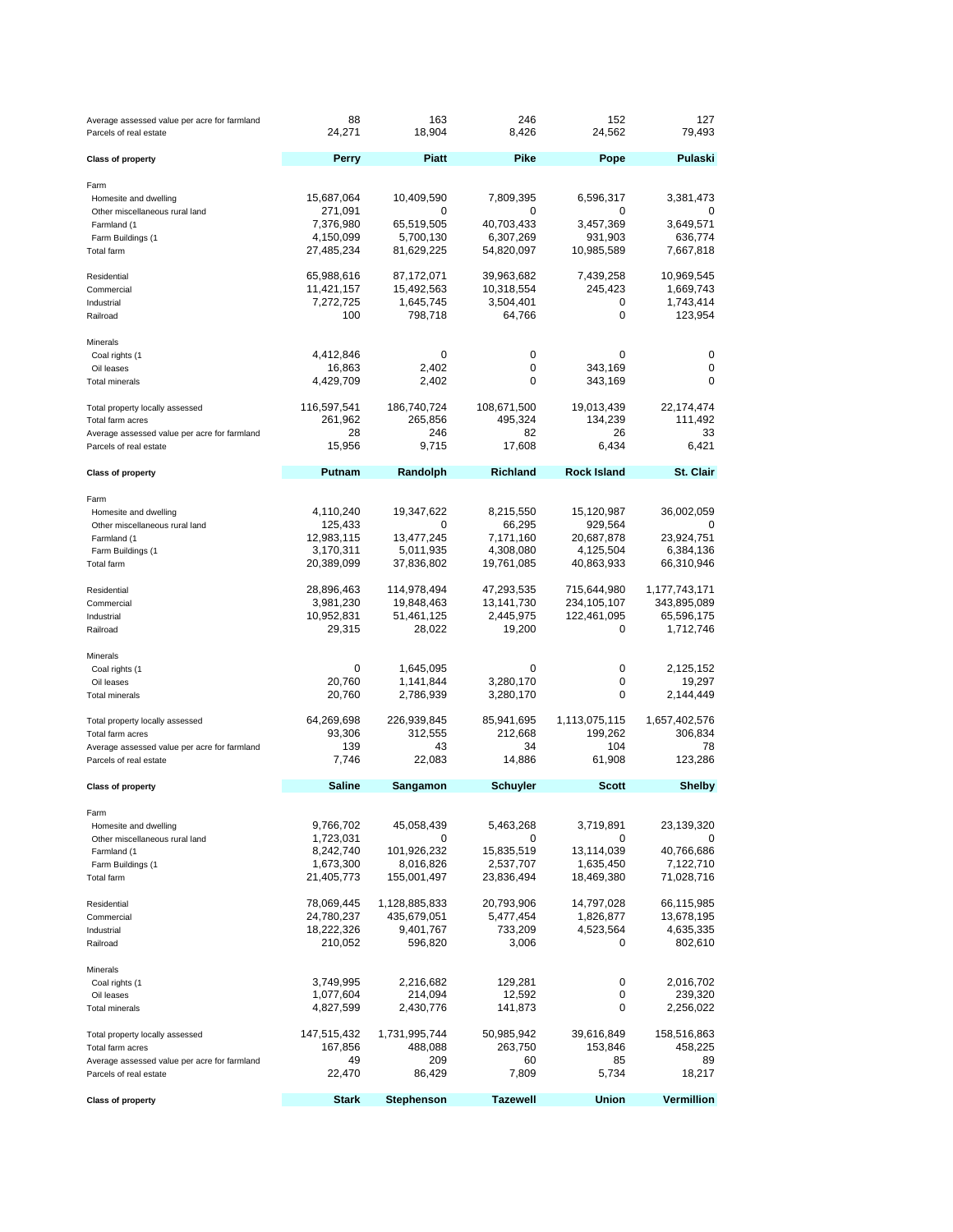| | | | | | |
|---|---|---|---|---|---|
| Average assessed value per acre for farmland | 88 | 163 | 246 | 152 | 127 |
| Parcels of real estate | 24,271 | 18,904 | 8,426 | 24,562 | 79,493 |

| Class of property | Perry | Piatt | Pike | Pope | Pulaski |
|---|---|---|---|---|---|
| Farm | | | | | |
| Homesite and dwelling | 15,687,064 | 10,409,590 | 7,809,395 | 6,596,317 | 3,381,473 |
| Other miscellaneous rural land | 271,091 | 0 | 0 | 0 | 0 |
| Farmland (1 | 7,376,980 | 65,519,505 | 40,703,433 | 3,457,369 | 3,649,571 |
| Farm Buildings (1 | 4,150,099 | 5,700,130 | 6,307,269 | 931,903 | 636,774 |
| Total farm | 27,485,234 | 81,629,225 | 54,820,097 | 10,985,589 | 7,667,818 |
| Residential | 65,988,616 | 87,172,071 | 39,963,682 | 7,439,258 | 10,969,545 |
| Commercial | 11,421,157 | 15,492,563 | 10,318,554 | 245,423 | 1,669,743 |
| Industrial | 7,272,725 | 1,645,745 | 3,504,401 | 0 | 1,743,414 |
| Railroad | 100 | 798,718 | 64,766 | 0 | 123,954 |
| Minerals | | | | | |
| Coal rights (1 | 4,412,846 | 0 | 0 | 0 | 0 |
| Oil leases | 16,863 | 2,402 | 0 | 343,169 | 0 |
| Total minerals | 4,429,709 | 2,402 | 0 | 343,169 | 0 |
| Total property locally assessed | 116,597,541 | 186,740,724 | 108,671,500 | 19,013,439 | 22,174,474 |
| Total farm acres | 261,962 | 265,856 | 495,324 | 134,239 | 111,492 |
| Average assessed value per acre for farmland | 28 | 246 | 82 | 26 | 33 |
| Parcels of real estate | 15,956 | 9,715 | 17,608 | 6,434 | 6,421 |

| Class of property | Putnam | Randolph | Richland | Rock Island | St. Clair |
|---|---|---|---|---|---|
| Farm | | | | | |
| Homesite and dwelling | 4,110,240 | 19,347,622 | 8,215,550 | 15,120,987 | 36,002,059 |
| Other miscellaneous rural land | 125,433 | 0 | 66,295 | 929,564 | 0 |
| Farmland (1 | 12,983,115 | 13,477,245 | 7,171,160 | 20,687,878 | 23,924,751 |
| Farm Buildings (1 | 3,170,311 | 5,011,935 | 4,308,080 | 4,125,504 | 6,384,136 |
| Total farm | 20,389,099 | 37,836,802 | 19,761,085 | 40,863,933 | 66,310,946 |
| Residential | 28,896,463 | 114,978,494 | 47,293,535 | 715,644,980 | 1,177,743,171 |
| Commercial | 3,981,230 | 19,848,463 | 13,141,730 | 234,105,107 | 343,895,089 |
| Industrial | 10,952,831 | 51,461,125 | 2,445,975 | 122,461,095 | 65,596,175 |
| Railroad | 29,315 | 28,022 | 19,200 | 0 | 1,712,746 |
| Minerals | | | | | |
| Coal rights (1 | 0 | 1,645,095 | 0 | 0 | 2,125,152 |
| Oil leases | 20,760 | 1,141,844 | 3,280,170 | 0 | 19,297 |
| Total minerals | 20,760 | 2,786,939 | 3,280,170 | 0 | 2,144,449 |
| Total property locally assessed | 64,269,698 | 226,939,845 | 85,941,695 | 1,113,075,115 | 1,657,402,576 |
| Total farm acres | 93,306 | 312,555 | 212,668 | 199,262 | 306,834 |
| Average assessed value per acre for farmland | 139 | 43 | 34 | 104 | 78 |
| Parcels of real estate | 7,746 | 22,083 | 14,886 | 61,908 | 123,286 |

| Class of property | Saline | Sangamon | Schuyler | Scott | Shelby |
|---|---|---|---|---|---|
| Farm | | | | | |
| Homesite and dwelling | 9,766,702 | 45,058,439 | 5,463,268 | 3,719,891 | 23,139,320 |
| Other miscellaneous rural land | 1,723,031 | 0 | 0 | 0 | 0 |
| Farmland (1 | 8,242,740 | 101,926,232 | 15,835,519 | 13,114,039 | 40,766,686 |
| Farm Buildings (1 | 1,673,300 | 8,016,826 | 2,537,707 | 1,635,450 | 7,122,710 |
| Total farm | 21,405,773 | 155,001,497 | 23,836,494 | 18,469,380 | 71,028,716 |
| Residential | 78,069,445 | 1,128,885,833 | 20,793,906 | 14,797,028 | 66,115,985 |
| Commercial | 24,780,237 | 435,679,051 | 5,477,454 | 1,826,877 | 13,678,195 |
| Industrial | 18,222,326 | 9,401,767 | 733,209 | 4,523,564 | 4,635,335 |
| Railroad | 210,052 | 596,820 | 3,006 | 0 | 802,610 |
| Minerals | | | | | |
| Coal rights (1 | 3,749,995 | 2,216,682 | 129,281 | 0 | 2,016,702 |
| Oil leases | 1,077,604 | 214,094 | 12,592 | 0 | 239,320 |
| Total minerals | 4,827,599 | 2,430,776 | 141,873 | 0 | 2,256,022 |
| Total property locally assessed | 147,515,432 | 1,731,995,744 | 50,985,942 | 39,616,849 | 158,516,863 |
| Total farm acres | 167,856 | 488,088 | 263,750 | 153,846 | 458,225 |
| Average assessed value per acre for farmland | 49 | 209 | 60 | 85 | 89 |
| Parcels of real estate | 22,470 | 86,429 | 7,809 | 5,734 | 18,217 |

| Class of property | Stark | Stephenson | Tazewell | Union | Vermillion |
|---|---|---|---|---|---|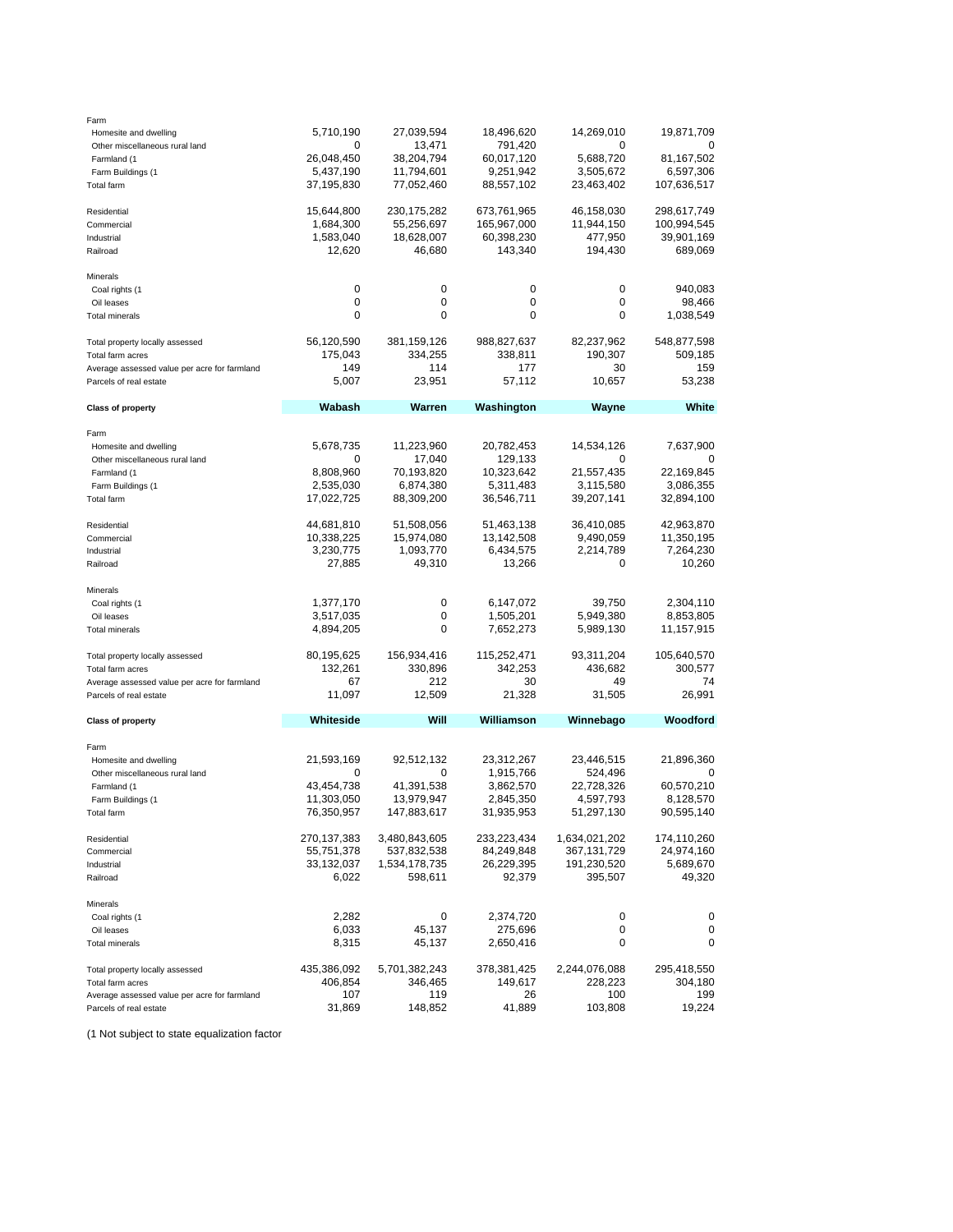| Class of property | | | | | |
|---|---|---|---|---|---|
| Farm | | | | | |
| Homesite and dwelling | 5,710,190 | 27,039,594 | 18,496,620 | 14,269,010 | 19,871,709 |
| Other miscellaneous rural land | 0 | 13,471 | 791,420 | 0 | 0 |
| Farmland (1 | 26,048,450 | 38,204,794 | 60,017,120 | 5,688,720 | 81,167,502 |
| Farm Buildings (1 | 5,437,190 | 11,794,601 | 9,251,942 | 3,505,672 | 6,597,306 |
| Total farm | 37,195,830 | 77,052,460 | 88,557,102 | 23,463,402 | 107,636,517 |
| Residential | 15,644,800 | 230,175,282 | 673,761,965 | 46,158,030 | 298,617,749 |
| Commercial | 1,684,300 | 55,256,697 | 165,967,000 | 11,944,150 | 100,994,545 |
| Industrial | 1,583,040 | 18,628,007 | 60,398,230 | 477,950 | 39,901,169 |
| Railroad | 12,620 | 46,680 | 143,340 | 194,430 | 689,069 |
| Minerals | | | | | |
| Coal rights (1 | 0 | 0 | 0 | 0 | 940,083 |
| Oil leases | 0 | 0 | 0 | 0 | 98,466 |
| Total minerals | 0 | 0 | 0 | 0 | 1,038,549 |
| Total property locally assessed | 56,120,590 | 381,159,126 | 988,827,637 | 82,237,962 | 548,877,598 |
| Total farm acres | 175,043 | 334,255 | 338,811 | 190,307 | 509,185 |
| Average assessed value per acre for farmland | 149 | 114 | 177 | 30 | 159 |
| Parcels of real estate | 5,007 | 23,951 | 57,112 | 10,657 | 53,238 |

| Class of property | Wabash | Warren | Washington | Wayne | White |
|---|---|---|---|---|---|
| Farm | | | | | |
| Homesite and dwelling | 5,678,735 | 11,223,960 | 20,782,453 | 14,534,126 | 7,637,900 |
| Other miscellaneous rural land | 0 | 17,040 | 129,133 | 0 | 0 |
| Farmland (1 | 8,808,960 | 70,193,820 | 10,323,642 | 21,557,435 | 22,169,845 |
| Farm Buildings (1 | 2,535,030 | 6,874,380 | 5,311,483 | 3,115,580 | 3,086,355 |
| Total farm | 17,022,725 | 88,309,200 | 36,546,711 | 39,207,141 | 32,894,100 |
| Residential | 44,681,810 | 51,508,056 | 51,463,138 | 36,410,085 | 42,963,870 |
| Commercial | 10,338,225 | 15,974,080 | 13,142,508 | 9,490,059 | 11,350,195 |
| Industrial | 3,230,775 | 1,093,770 | 6,434,575 | 2,214,789 | 7,264,230 |
| Railroad | 27,885 | 49,310 | 13,266 | 0 | 10,260 |
| Minerals | | | | | |
| Coal rights (1 | 1,377,170 | 0 | 6,147,072 | 39,750 | 2,304,110 |
| Oil leases | 3,517,035 | 0 | 1,505,201 | 5,949,380 | 8,853,805 |
| Total minerals | 4,894,205 | 0 | 7,652,273 | 5,989,130 | 11,157,915 |
| Total property locally assessed | 80,195,625 | 156,934,416 | 115,252,471 | 93,311,204 | 105,640,570 |
| Total farm acres | 132,261 | 330,896 | 342,253 | 436,682 | 300,577 |
| Average assessed value per acre for farmland | 67 | 212 | 30 | 49 | 74 |
| Parcels of real estate | 11,097 | 12,509 | 21,328 | 31,505 | 26,991 |

| Class of property | Whiteside | Will | Williamson | Winnebago | Woodford |
|---|---|---|---|---|---|
| Farm | | | | | |
| Homesite and dwelling | 21,593,169 | 92,512,132 | 23,312,267 | 23,446,515 | 21,896,360 |
| Other miscellaneous rural land | 0 | 0 | 1,915,766 | 524,496 | 0 |
| Farmland (1 | 43,454,738 | 41,391,538 | 3,862,570 | 22,728,326 | 60,570,210 |
| Farm Buildings (1 | 11,303,050 | 13,979,947 | 2,845,350 | 4,597,793 | 8,128,570 |
| Total farm | 76,350,957 | 147,883,617 | 31,935,953 | 51,297,130 | 90,595,140 |
| Residential | 270,137,383 | 3,480,843,605 | 233,223,434 | 1,634,021,202 | 174,110,260 |
| Commercial | 55,751,378 | 537,832,538 | 84,249,848 | 367,131,729 | 24,974,160 |
| Industrial | 33,132,037 | 1,534,178,735 | 26,229,395 | 191,230,520 | 5,689,670 |
| Railroad | 6,022 | 598,611 | 92,379 | 395,507 | 49,320 |
| Minerals | | | | | |
| Coal rights (1 | 2,282 | 0 | 2,374,720 | 0 | 0 |
| Oil leases | 6,033 | 45,137 | 275,696 | 0 | 0 |
| Total minerals | 8,315 | 45,137 | 2,650,416 | 0 | 0 |
| Total property locally assessed | 435,386,092 | 5,701,382,243 | 378,381,425 | 2,244,076,088 | 295,418,550 |
| Total farm acres | 406,854 | 346,465 | 149,617 | 228,223 | 304,180 |
| Average assessed value per acre for farmland | 107 | 119 | 26 | 100 | 199 |
| Parcels of real estate | 31,869 | 148,852 | 41,889 | 103,808 | 19,224 |

(1 Not subject to state equalization factor